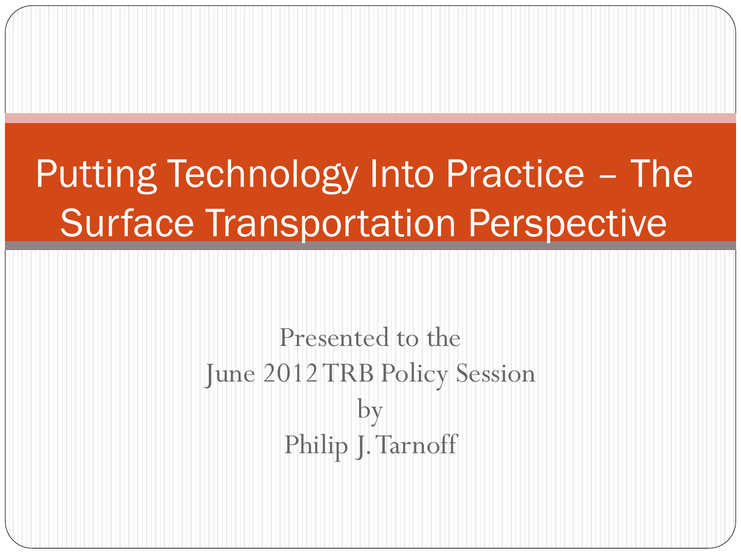# Putting Technology Into Practice – The Surface Transportation Perspective

Presented to the
June 2012 TRB Policy Session
by
Philip J. Tarnoff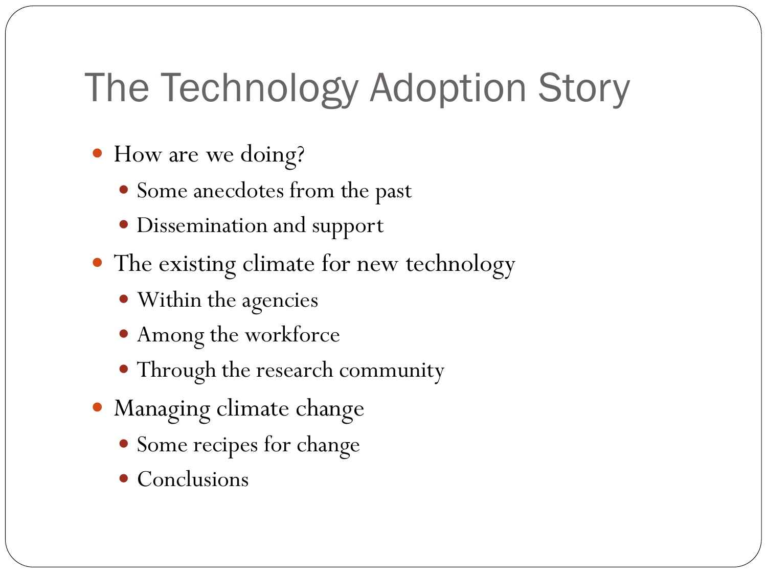# The Technology Adoption Story

- How are we doing?
  - Some anecdotes from the past
  - Dissemination and support
- The existing climate for new technology
  - Within the agencies
  - Among the workforce
  - Through the research community
- Managing climate change
  - Some recipes for change
  - Conclusions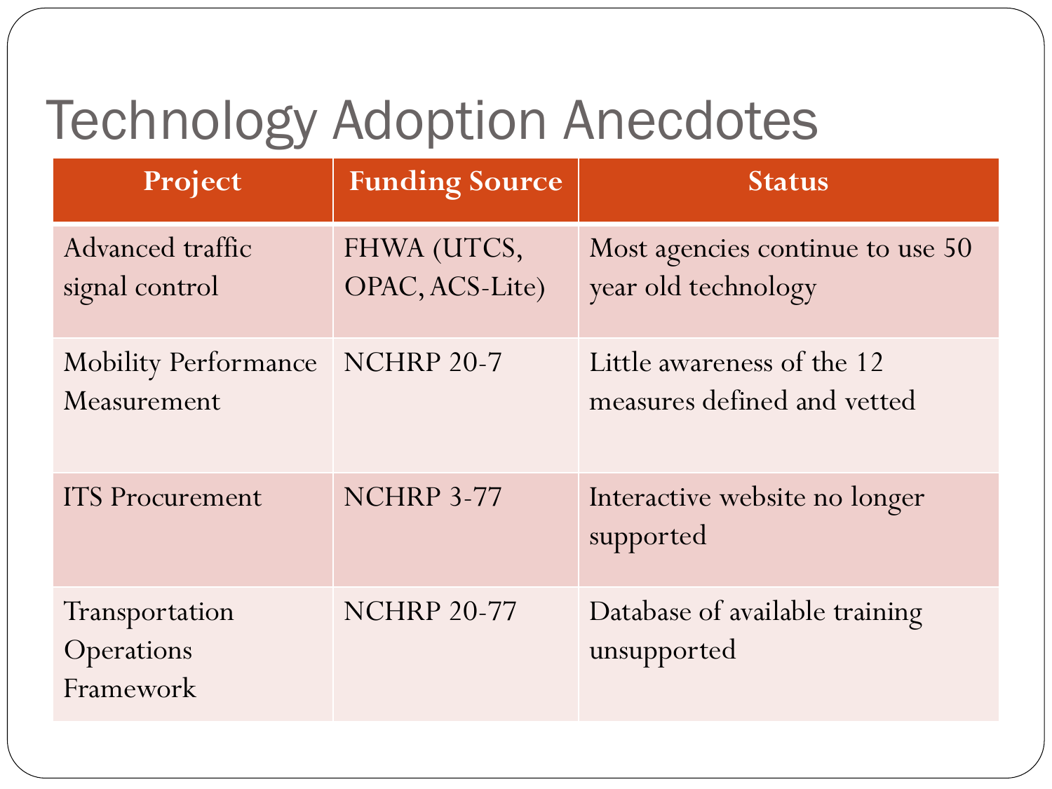# Technology Adoption Anecdotes

| Project | Funding Source | Status |
| --- | --- | --- |
| Advanced traffic signal control | FHWA (UTCS, OPAC, ACS-Lite) | Most agencies continue to use 50 year old technology |
| Mobility Performance Measurement | NCHRP 20-7 | Little awareness of the 12 measures defined and vetted |
| ITS Procurement | NCHRP 3-77 | Interactive website no longer supported |
| Transportation Operations Framework | NCHRP 20-77 | Database of available training unsupported |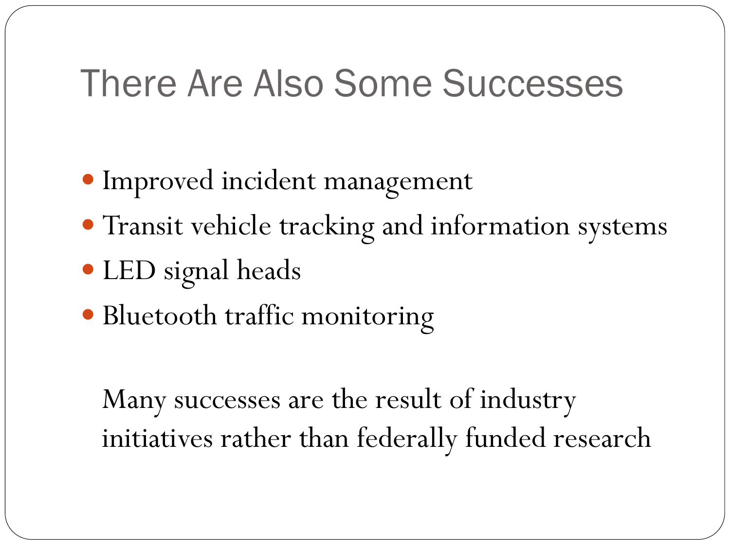# There Are Also Some Successes

- Improved incident management
- Transit vehicle tracking and information systems
- LED signal heads
- Bluetooth traffic monitoring

Many successes are the result of industry initiatives rather than federally funded research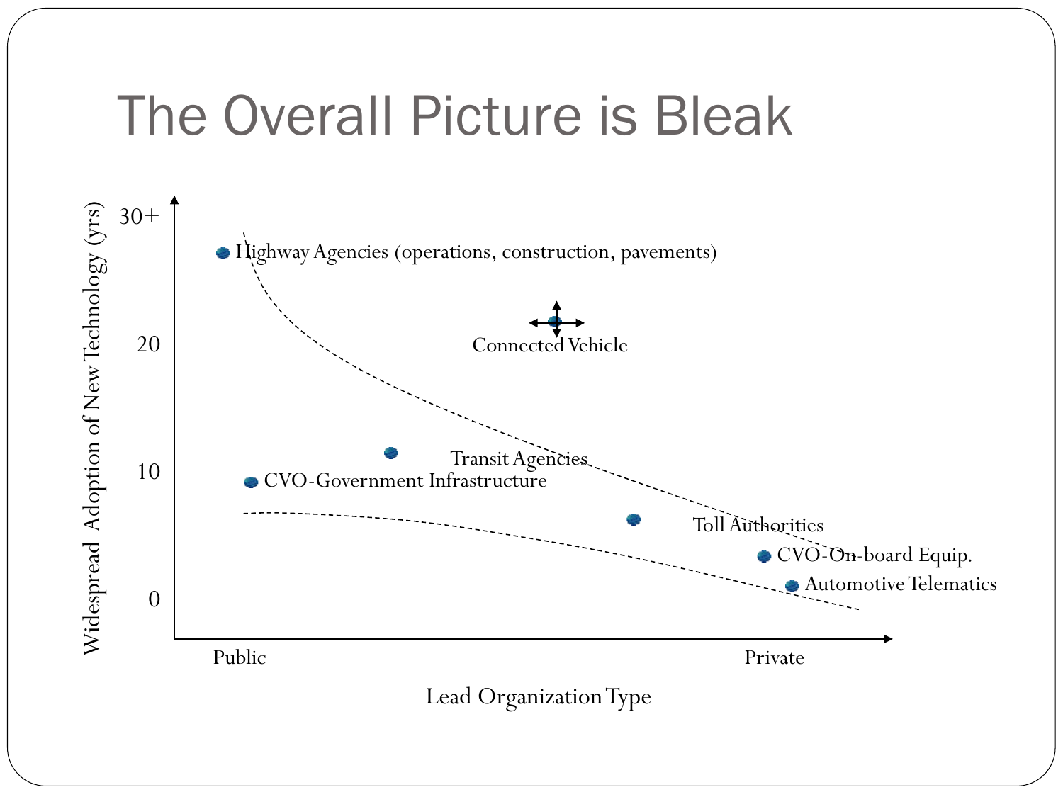# The Overall Picture is Bleak

Widespread Adoption of New Technology (yrs)

30+

20

10

0

Highway Agencies (operations, construction, pavements)

Connected Vehicle

Transit Agencies

CVO-Government Infrastructure

Toll Authorities

CVO-On-board Equip.

Automotive Telematics

Public

Private

Lead Organization Type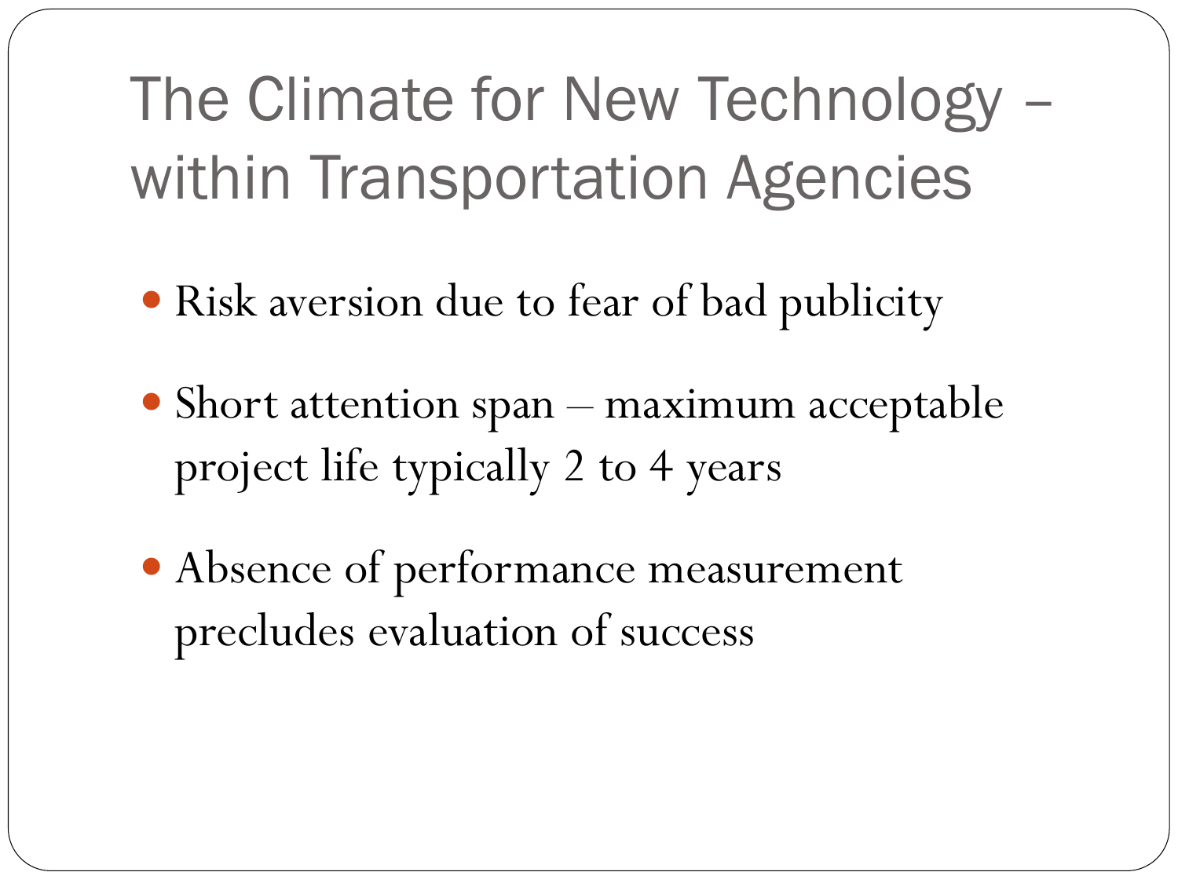# The Climate for New Technology – within Transportation Agencies

- Risk aversion due to fear of bad publicity
- Short attention span – maximum acceptable project life typically 2 to 4 years
- Absence of performance measurement precludes evaluation of success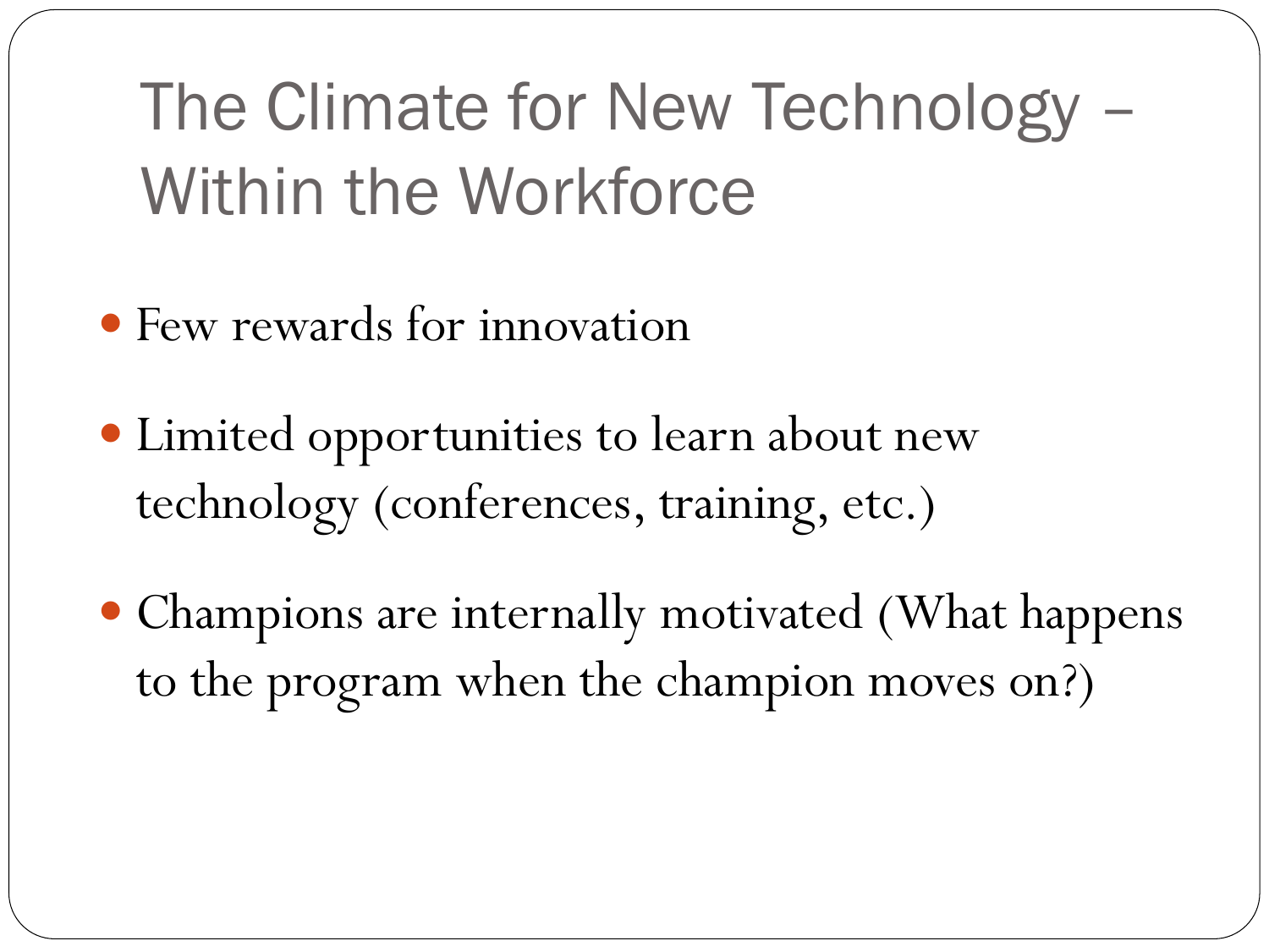# The Climate for New Technology – Within the Workforce

- Few rewards for innovation
- Limited opportunities to learn about new technology (conferences, training, etc.)
- Champions are internally motivated (What happens to the program when the champion moves on?)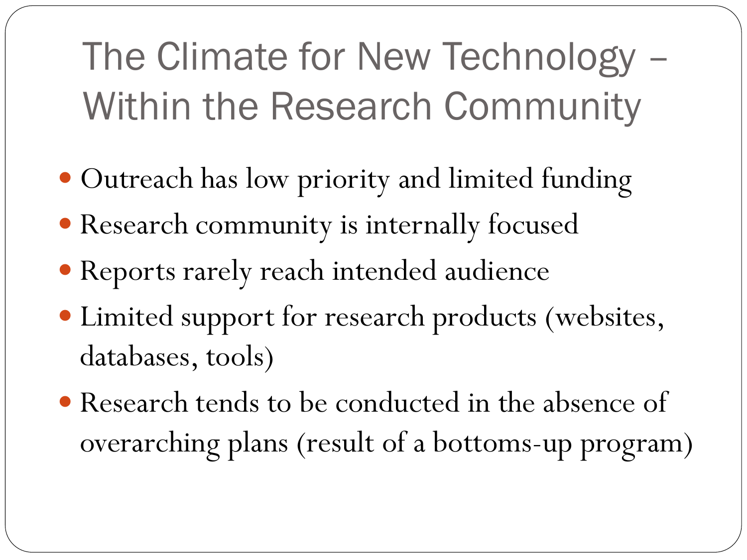# The Climate for New Technology – Within the Research Community

- Outreach has low priority and limited funding
- Research community is internally focused
- Reports rarely reach intended audience
- Limited support for research products (websites, databases, tools)
- Research tends to be conducted in the absence of overarching plans (result of a bottoms-up program)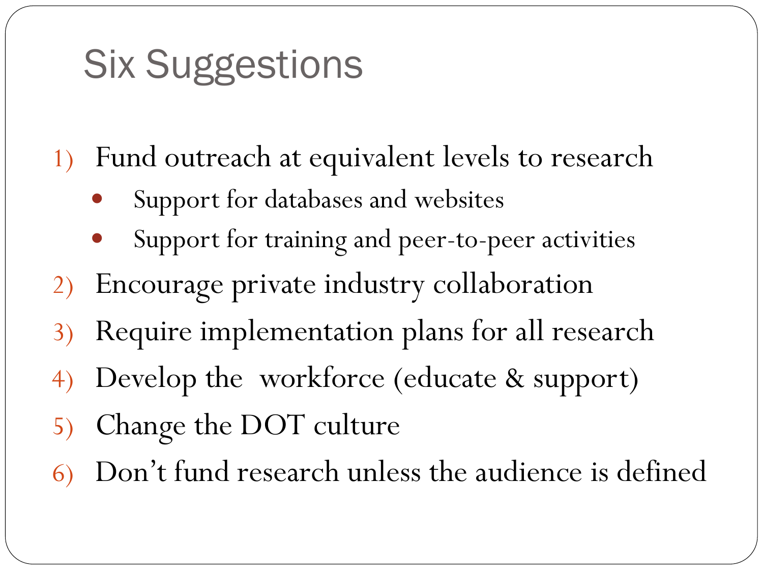# Six Suggestions

1) Fund outreach at equivalent levels to research
   - Support for databases and websites
   - Support for training and peer-to-peer activities
2) Encourage private industry collaboration
3) Require implementation plans for all research
4) Develop the  workforce (educate & support)
5) Change the DOT culture
6) Don't fund research unless the audience is defined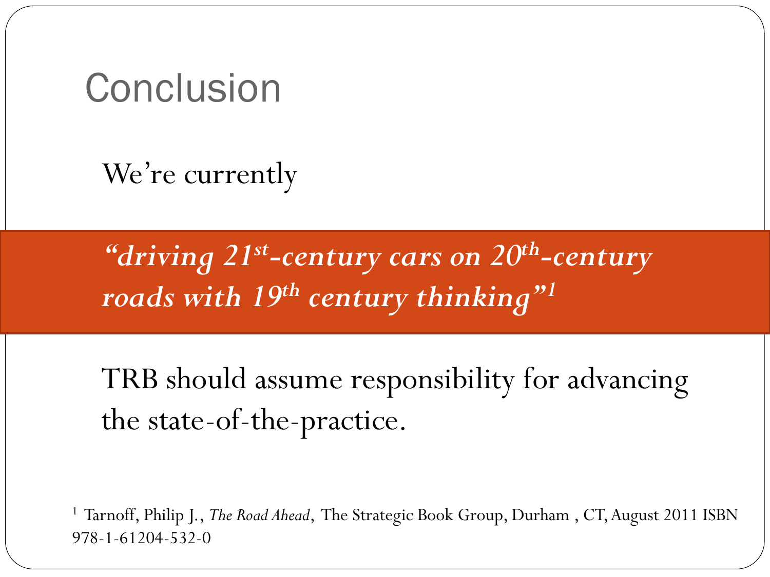# Conclusion

We're currently

***"driving 21st-century cars on 20th-century roads with 19th century thinking"[1]***

TRB should assume responsibility for advancing the state-of-the-practice.

[1] Tarnoff, Philip J., *The Road Ahead*, The Strategic Book Group, Durham , CT, August 2011 ISBN 978-1-61204-532-0